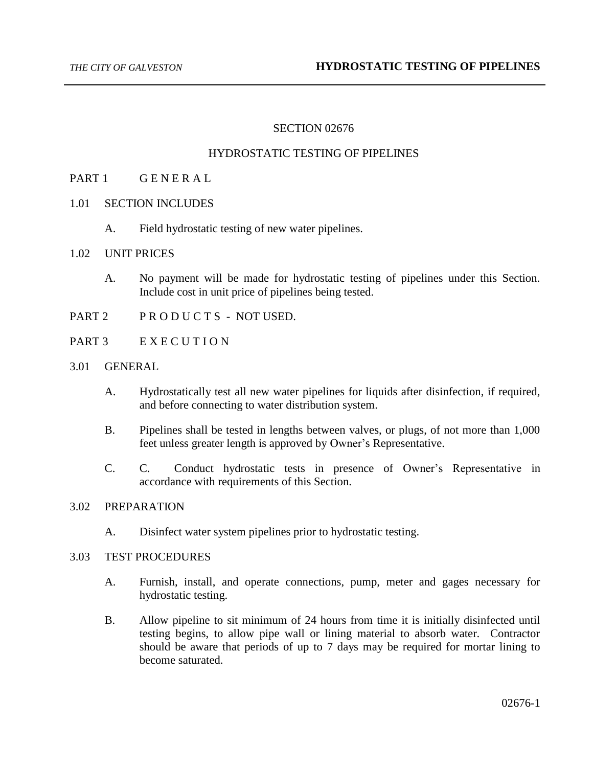# SECTION 02676

# HYDROSTATIC TESTING OF PIPELINES

## PART 1 G E N E R A L

### 1.01 SECTION INCLUDES

A. Field hydrostatic testing of new water pipelines.

### 1.02 UNIT PRICES

A. No payment will be made for hydrostatic testing of pipelines under this Section. Include cost in unit price of pipelines being tested.

## PART 2 P R O D U C T S - NOT USED.

## PART 3 E X E C U T I O N

### 3.01 GENERAL

A. Hydrostatically test all new water pipelines for liquids after disinfection, if required, and before connecting to water distribution system.

B. Pipelines shall be tested in lengths between valves, or plugs, of not more than 1,000 feet unless greater length is approved by Owner's Representative.

C. C. Conduct hydrostatic tests in presence of Owner's Representative in accordance with requirements of this Section.

### 3.02 PREPARATION

A. Disinfect water system pipelines prior to hydrostatic testing.

### 3.03 TEST PROCEDURES

A. Furnish, install, and operate connections, pump, meter and gages necessary for hydrostatic testing.

B. Allow pipeline to sit minimum of 24 hours from time it is initially disinfected until testing begins, to allow pipe wall or lining material to absorb water. Contractor should be aware that periods of up to 7 days may be required for mortar lining to become saturated.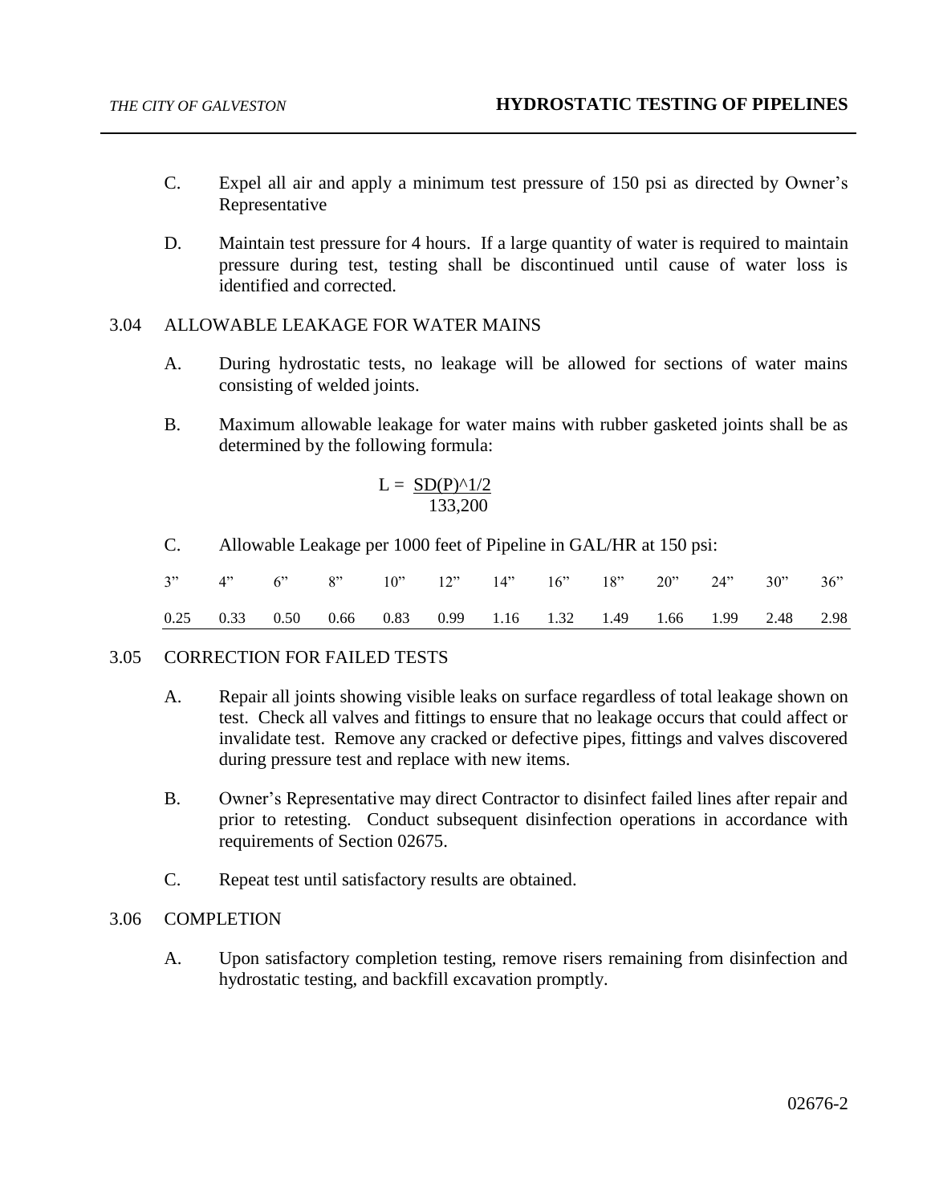C. Expel all air and apply a minimum test pressure of 150 psi as directed by Owner's Representative

D. Maintain test pressure for 4 hours. If a large quantity of water is required to maintain pressure during test, testing shall be discontinued until cause of water loss is identified and corrected.

## 3.04 ALLOWABLE LEAKAGE FOR WATER MAINS

A. During hydrostatic tests, no leakage will be allowed for sections of water mains consisting of welded joints.

B. Maximum allowable leakage for water mains with rubber gasketed joints shall be as determined by the following formula:

$$L = \frac{SD(P)^{1/2}}{133,200}$$

C. Allowable Leakage per 1000 feet of Pipeline in GAL/HR at 150 psi:

| 3" | 4" | 6" | 8" | 10" | 12" | 14" | 16" | 18" | 20" | 24" | 30" | 36" |
|---|---|---|---|---|---|---|---|---|---|---|---|---|
| 0.25 | 0.33 | 0.50 | 0.66 | 0.83 | 0.99 | 1.16 | 1.32 | 1.49 | 1.66 | 1.99 | 2.48 | 2.98 |

## 3.05 CORRECTION FOR FAILED TESTS

A. Repair all joints showing visible leaks on surface regardless of total leakage shown on test. Check all valves and fittings to ensure that no leakage occurs that could affect or invalidate test. Remove any cracked or defective pipes, fittings and valves discovered during pressure test and replace with new items.

B. Owner's Representative may direct Contractor to disinfect failed lines after repair and prior to retesting. Conduct subsequent disinfection operations in accordance with requirements of Section 02675.

C. Repeat test until satisfactory results are obtained.

## 3.06 COMPLETION

A. Upon satisfactory completion testing, remove risers remaining from disinfection and hydrostatic testing, and backfill excavation promptly.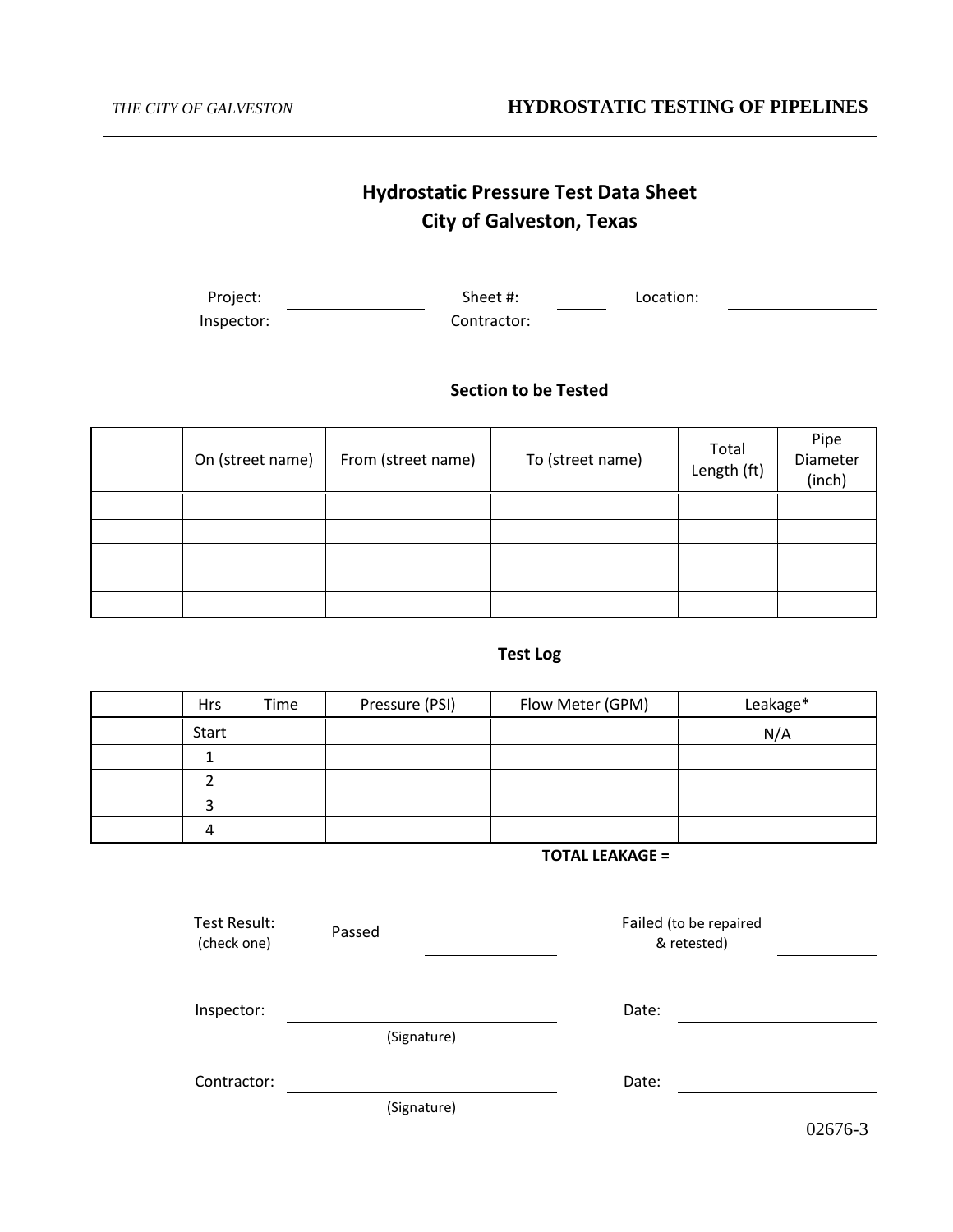# Hydrostatic Pressure Test Data Sheet
# City of Galveston, Texas

Project: ________________ Sheet #: ______ Location: ________________

Inspector: ________________ Contractor: ______________________________

## Section to be Tested

| | On (street name) | From (street name) | To (street name) | Total Length (ft) | Pipe Diameter (inch) |
|---|---|---|---|---|---|
| | | | | | |
| | | | | | |
| | | | | | |
| | | | | | |
| | | | | | |

## Test Log

| | Hrs | Time | Pressure (PSI) | Flow Meter (GPM) | Leakage* |
|---|---|---|---|---|---|
| | Start | | | | N/A |
| | 1 | | | | |
| | 2 | | | | |
| | 3 | | | | |
| | 4 | | | | |

**TOTAL LEAKAGE =**

Test Result: (check one) Passed ________________ Failed (to be repaired & retested) ____________

Inspector: ______________________________ Date: ________________
(Signature)

Contractor: ______________________________ Date: ________________
(Signature)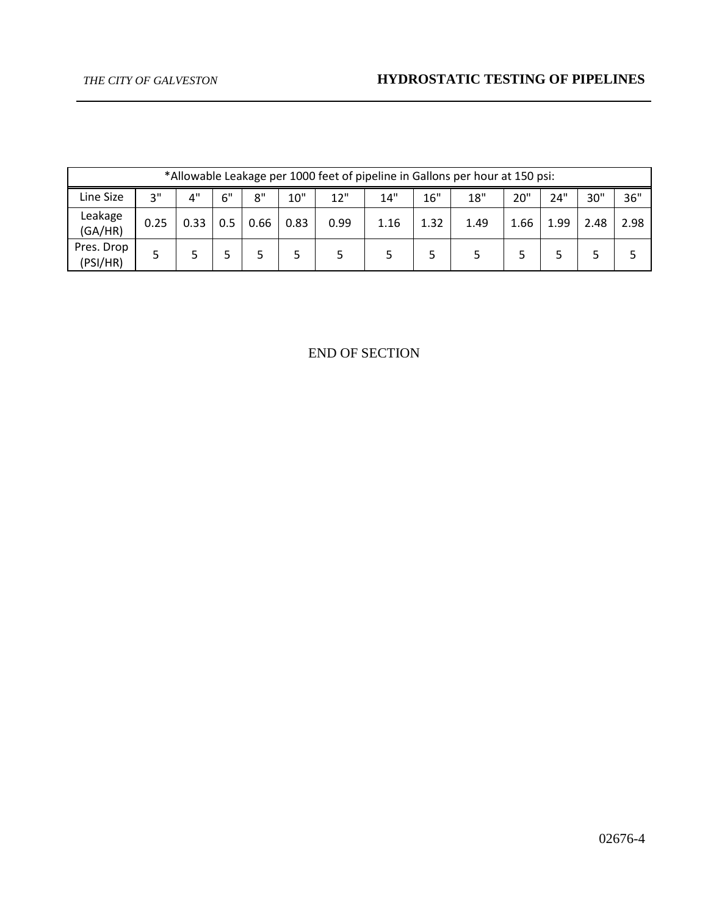| *Allowable Leakage per 1000 feet of pipeline in Gallons per hour at 150 psi: | | | | | | | | | | | | | |
|---|---|---|---|---|---|---|---|---|---|---|---|---|---|
| Line Size | 3" | 4" | 6" | 8" | 10" | 12" | 14" | 16" | 18" | 20" | 24" | 30" | 36" |
| Leakage (GA/HR) | 0.25 | 0.33 | 0.5 | 0.66 | 0.83 | 0.99 | 1.16 | 1.32 | 1.49 | 1.66 | 1.99 | 2.48 | 2.98 |
| Pres. Drop (PSI/HR) | 5 | 5 | 5 | 5 | 5 | 5 | 5 | 5 | 5 | 5 | 5 | 5 | 5 |

END OF SECTION